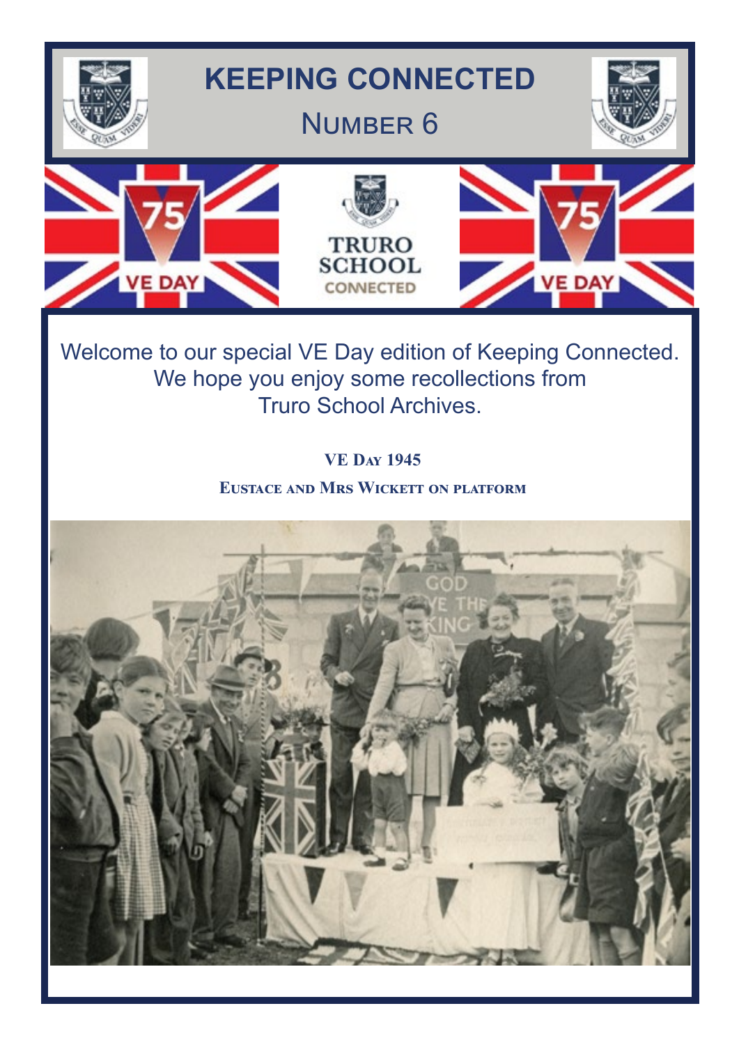# KEEPING CONNECTED

## Number 6

Welcome to our special VE Day edition of Keeping Connected. We hope you enjoy some recollections from Truro School Archives.

**VE Day 1945**

**Eustace and Mrs Wickett on platform**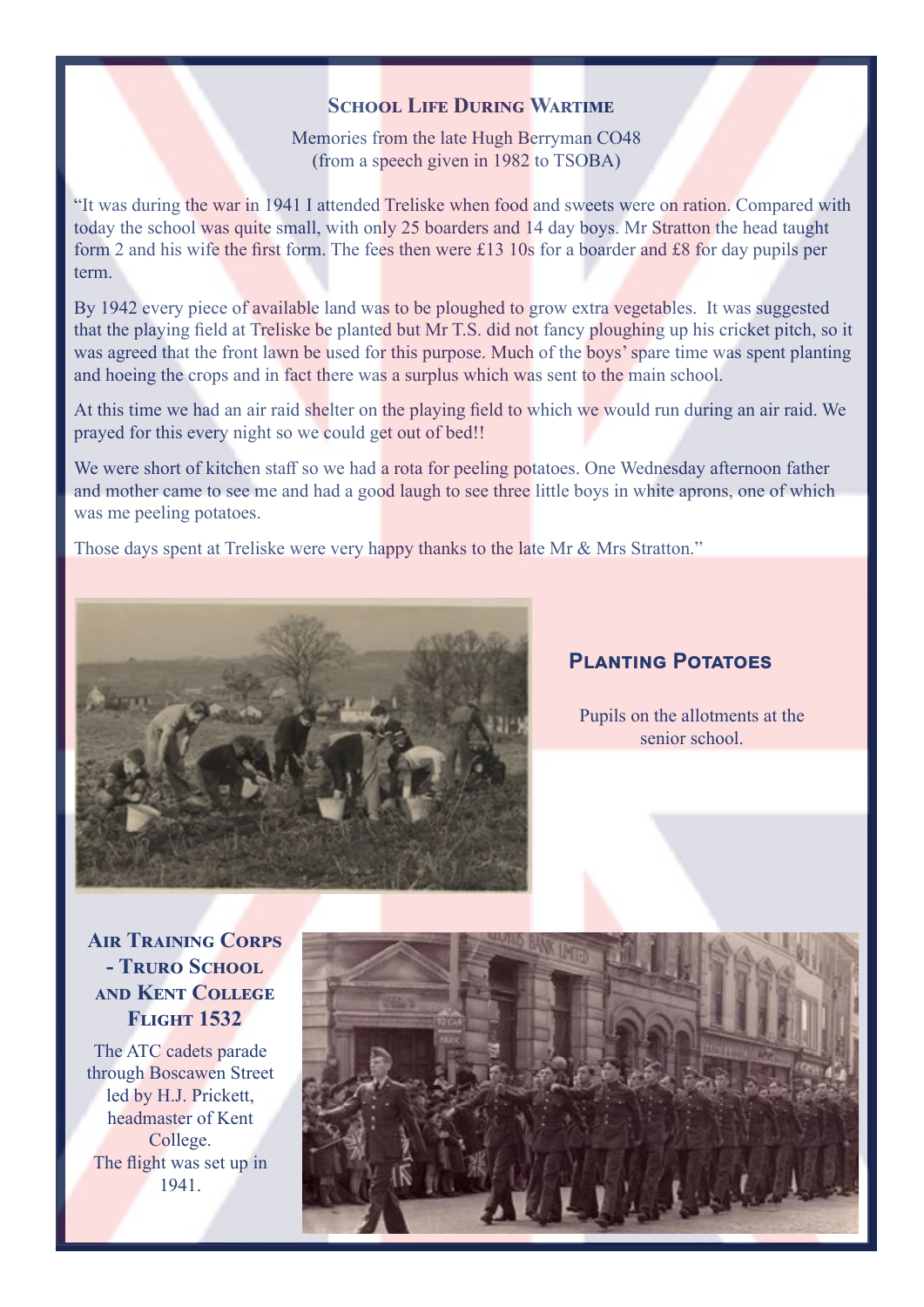## School Life During Wartime

Memories from the late Hugh Berryman CO48
(from a speech given in 1982 to TSOBA)

"It was during the war in 1941 I attended Treliske when food and sweets were on ration. Compared with today the school was quite small, with only 25 boarders and 14 day boys. Mr Stratton the head taught form 2 and his wife the first form. The fees then were £13 10s for a boarder and £8 for day pupils per term.

By 1942 every piece of available land was to be ploughed to grow extra vegetables. It was suggested that the playing field at Treliske be planted but Mr T.S. did not fancy ploughing up his cricket pitch, so it was agreed that the front lawn be used for this purpose. Much of the boys' spare time was spent planting and hoeing the crops and in fact there was a surplus which was sent to the main school.

At this time we had an air raid shelter on the playing field to which we would run during an air raid. We prayed for this every night so we could get out of bed!!

We were short of kitchen staff so we had a rota for peeling potatoes. One Wednesday afternoon father and mother came to see me and had a good laugh to see three little boys in white aprons, one of which was me peeling potatoes.

Those days spent at Treliske were very happy thanks to the late Mr & Mrs Stratton."

### Planting Potatoes

Pupils on the allotments at the senior school.

### Air Training Corps - Truro School and Kent College Flight 1532

The ATC cadets parade through Boscawen Street led by H.J. Prickett, headmaster of Kent College.
The flight was set up in 1941.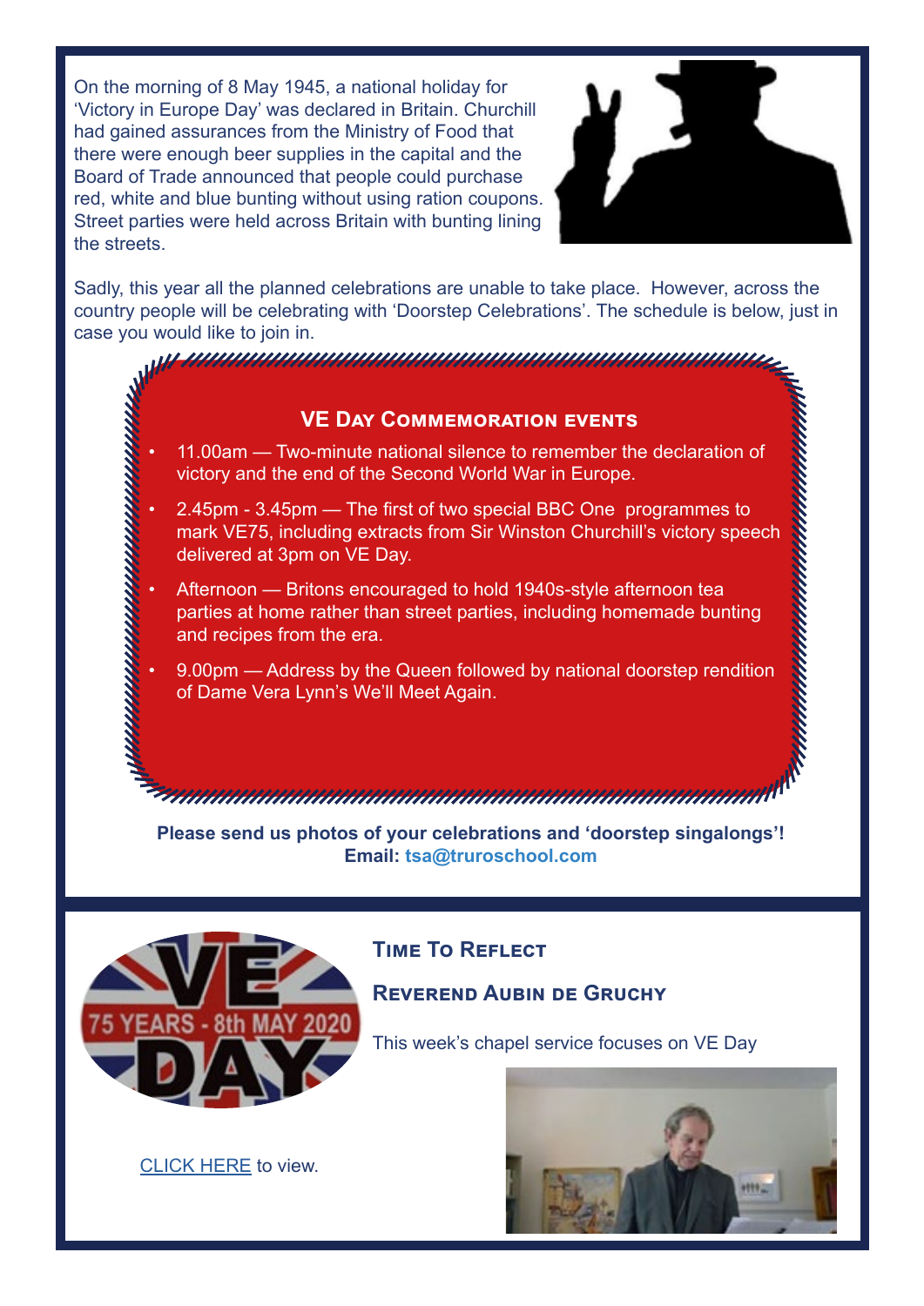On the morning of 8 May 1945, a national holiday for 'Victory in Europe Day' was declared in Britain. Churchill had gained assurances from the Ministry of Food that there were enough beer supplies in the capital and the Board of Trade announced that people could purchase red, white and blue bunting without using ration coupons. Street parties were held across Britain with bunting lining the streets.

Sadly, this year all the planned celebrations are unable to take place. However, across the country people will be celebrating with 'Doorstep Celebrations'. The schedule is below, just in case you would like to join in.

### VE Day Commemoration events

- 11.00am — Two-minute national silence to remember the declaration of victory and the end of the Second World War in Europe.
- 2.45pm - 3.45pm — The first of two special BBC One programmes to mark VE75, including extracts from Sir Winston Churchill's victory speech delivered at 3pm on VE Day.
- Afternoon — Britons encouraged to hold 1940s-style afternoon tea parties at home rather than street parties, including homemade bunting and recipes from the era.
- 9.00pm — Address by the Queen followed by national doorstep rendition of Dame Vera Lynn's We'll Meet Again.

**Please send us photos of your celebrations and 'doorstep singalongs'!**
**Email: tsa@truroschool.com**

## Time To Reflect

## Reverend Aubin de Gruchy

This week's chapel service focuses on VE Day

CLICK HERE to view.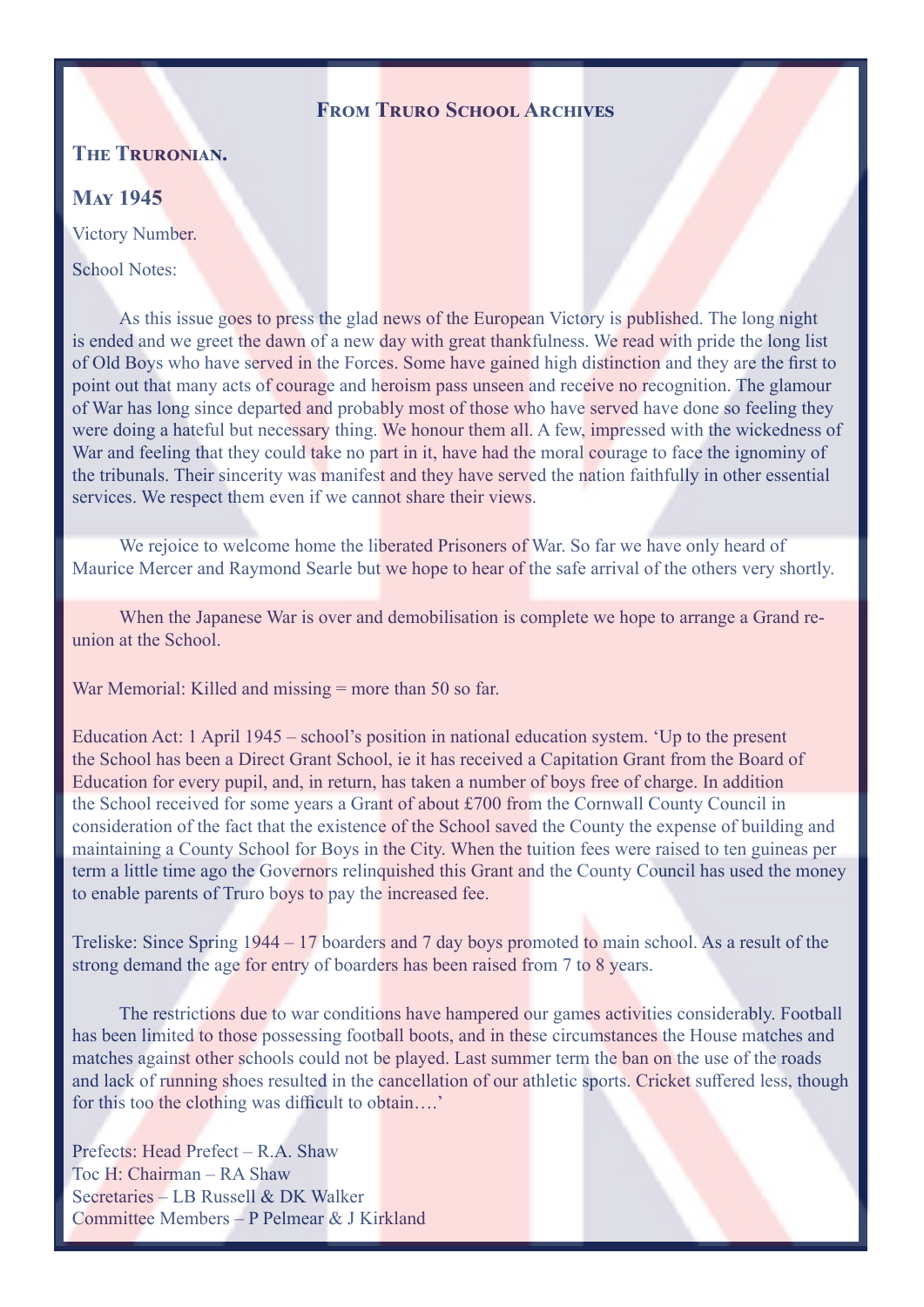## From Truro School Archives

### The Truronian.

### May 1945

Victory Number.

School Notes:

As this issue goes to press the glad news of the European Victory is published. The long night is ended and we greet the dawn of a new day with great thankfulness. We read with pride the long list of Old Boys who have served in the Forces. Some have gained high distinction and they are the first to point out that many acts of courage and heroism pass unseen and receive no recognition. The glamour of War has long since departed and probably most of those who have served have done so feeling they were doing a hateful but necessary thing. We honour them all. A few, impressed with the wickedness of War and feeling that they could take no part in it, have had the moral courage to face the ignominy of the tribunals. Their sincerity was manifest and they have served the nation faithfully in other essential services. We respect them even if we cannot share their views.

We rejoice to welcome home the liberated Prisoners of War. So far we have only heard of Maurice Mercer and Raymond Searle but we hope to hear of the safe arrival of the others very shortly.

When the Japanese War is over and demobilisation is complete we hope to arrange a Grand re-union at the School.

War Memorial: Killed and missing = more than 50 so far.

Education Act: 1 April 1945 – school's position in national education system. 'Up to the present the School has been a Direct Grant School, ie it has received a Capitation Grant from the Board of Education for every pupil, and, in return, has taken a number of boys free of charge. In addition the School received for some years a Grant of about £700 from the Cornwall County Council in consideration of the fact that the existence of the School saved the County the expense of building and maintaining a County School for Boys in the City. When the tuition fees were raised to ten guineas per term a little time ago the Governors relinquished this Grant and the County Council has used the money to enable parents of Truro boys to pay the increased fee.

Treliske: Since Spring 1944 – 17 boarders and 7 day boys promoted to main school. As a result of the strong demand the age for entry of boarders has been raised from 7 to 8 years.

The restrictions due to war conditions have hampered our games activities considerably. Football has been limited to those possessing football boots, and in these circumstances the House matches and matches against other schools could not be played. Last summer term the ban on the use of the roads and lack of running shoes resulted in the cancellation of our athletic sports. Cricket suffered less, though for this too the clothing was difficult to obtain….'

Prefects: Head Prefect – R.A. Shaw  
Toc H: Chairman – RA Shaw  
Secretaries – LB Russell & DK Walker  
Committee Members – P Pelmear & J Kirkland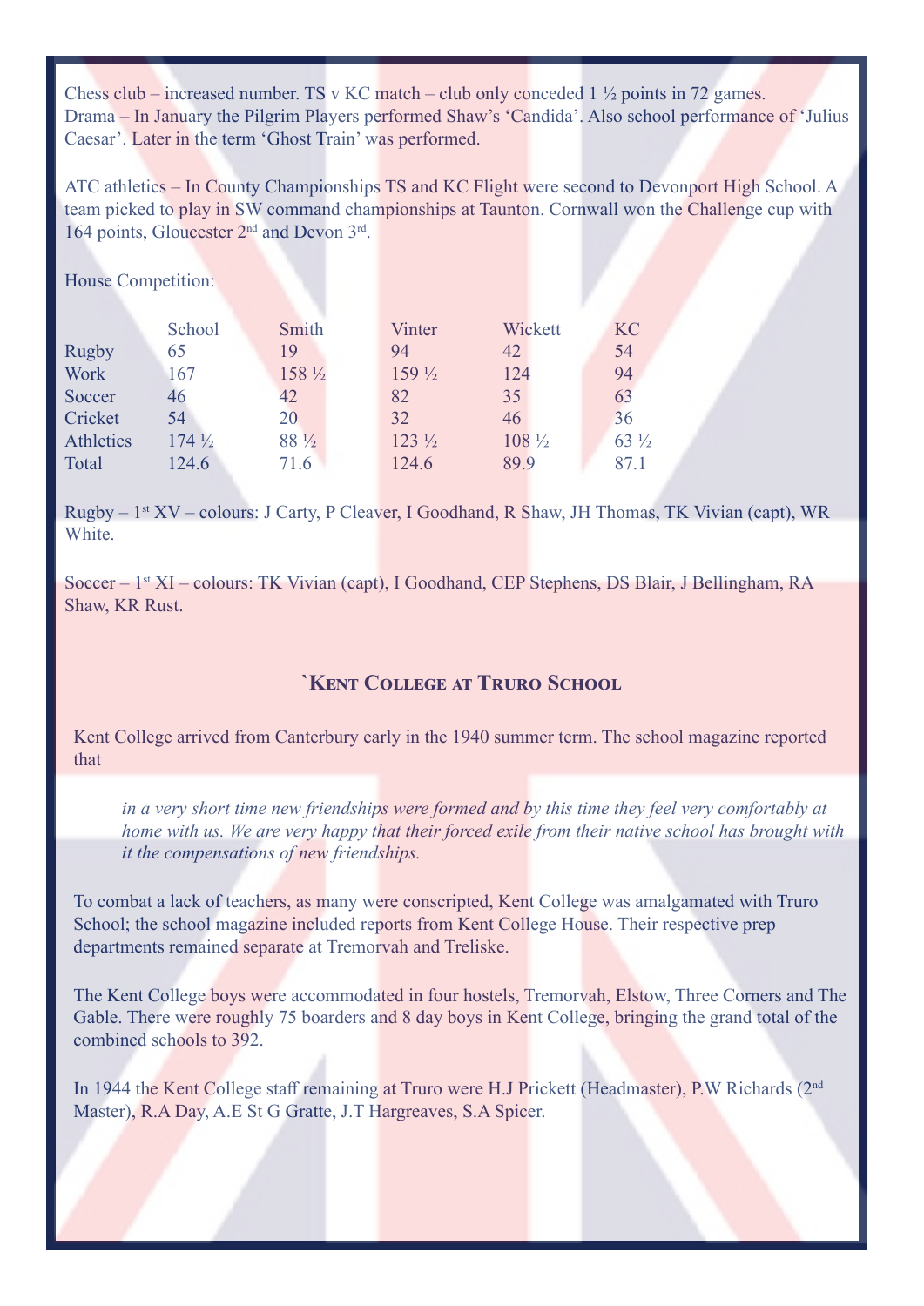Chess club – increased number. TS v KC match – club only conceded 1 ½ points in 72 games.
Drama – In January the Pilgrim Players performed Shaw's 'Candida'. Also school performance of 'Julius Caesar'. Later in the term 'Ghost Train' was performed.

ATC athletics – In County Championships TS and KC Flight were second to Devonport High School. A team picked to play in SW command championships at Taunton. Cornwall won the Challenge cup with 164 points, Gloucester 2nd and Devon 3rd.

House Competition:

| | School | Smith | Vinter | Wickett | KC |
|---|---|---|---|---|---|
| Rugby | 65 | 19 | 94 | 42 | 54 |
| Work | 167 | 158 ½ | 159 ½ | 124 | 94 |
| Soccer | 46 | 42 | 82 | 35 | 63 |
| Cricket | 54 | 20 | 32 | 46 | 36 |
| Athletics | 174 ½ | 88 ½ | 123 ½ | 108 ½ | 63 ½ |
| Total | 124.6 | 71.6 | 124.6 | 89.9 | 87.1 |

Rugby – 1st XV – colours: J Carty, P Cleaver, I Goodhand, R Shaw, JH Thomas, TK Vivian (capt), WR White.

Soccer – 1st XI – colours: TK Vivian (capt), I Goodhand, CEP Stephens, DS Blair, J Bellingham, RA Shaw, KR Rust.

## `Kent College at Truro School

Kent College arrived from Canterbury early in the 1940 summer term. The school magazine reported that

> *in a very short time new friendships were formed and by this time they feel very comfortably at home with us. We are very happy that their forced exile from their native school has brought with it the compensations of new friendships.*

To combat a lack of teachers, as many were conscripted, Kent College was amalgamated with Truro School; the school magazine included reports from Kent College House. Their respective prep departments remained separate at Tremorvah and Treliske.

The Kent College boys were accommodated in four hostels, Tremorvah, Elstow, Three Corners and The Gable. There were roughly 75 boarders and 8 day boys in Kent College, bringing the grand total of the combined schools to 392.

In 1944 the Kent College staff remaining at Truro were H.J Prickett (Headmaster), P.W Richards (2nd Master), R.A Day, A.E St G Gratte, J.T Hargreaves, S.A Spicer.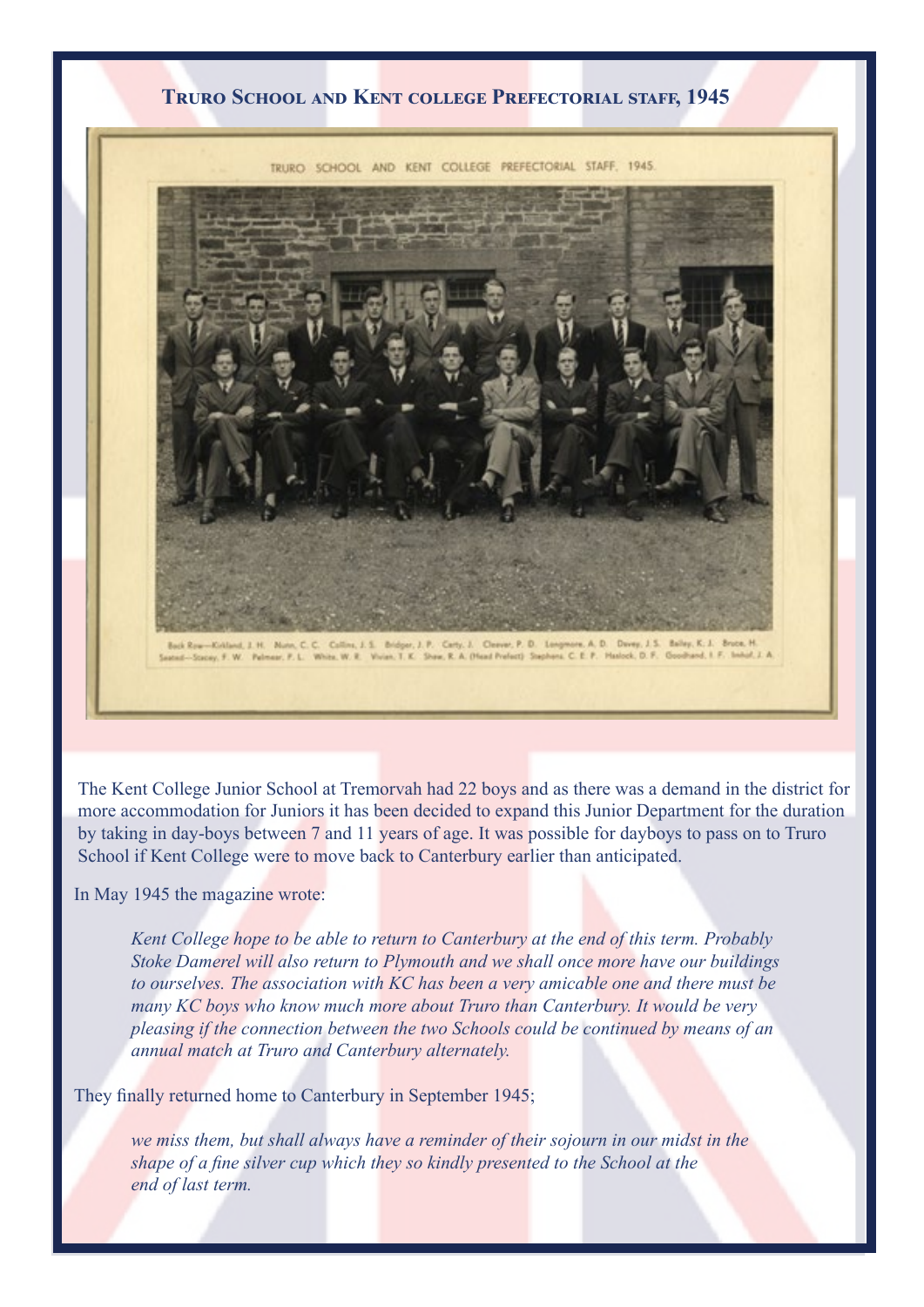## Truro School and Kent college Prefectorial staff, 1945

TRURO SCHOOL AND KENT COLLEGE PREFECTORIAL STAFF. 1945.

Back Row—Kirkland, J. H. Nunn, C. C. Collins, J. S. Bridger, J. P. Carty, J. Cleaver, P. D. Longmore, A. D. Davey, J. S. Bailey, K. J. Bruce, H.
Seated—Stacey, F. W. Palmear, F. L. White, W. R. Vivian, T. K. Shaw, R. A. (Head Prefect) Stephens, C. E. F. Haslock, D. F. Goodhand, I. F. Imhof, J. A.

The Kent College Junior School at Tremorvah had 22 boys and as there was a demand in the district for more accommodation for Juniors it has been decided to expand this Junior Department for the duration by taking in day-boys between 7 and 11 years of age. It was possible for dayboys to pass on to Truro School if Kent College were to move back to Canterbury earlier than anticipated.

In May 1945 the magazine wrote:

> *Kent College hope to be able to return to Canterbury at the end of this term. Probably Stoke Damerel will also return to Plymouth and we shall once more have our buildings to ourselves. The association with KC has been a very amicable one and there must be many KC boys who know much more about Truro than Canterbury. It would be very pleasing if the connection between the two Schools could be continued by means of an annual match at Truro and Canterbury alternately.*

They finally returned home to Canterbury in September 1945;

> *we miss them, but shall always have a reminder of their sojourn in our midst in the shape of a fine silver cup which they so kindly presented to the School at the end of last term.*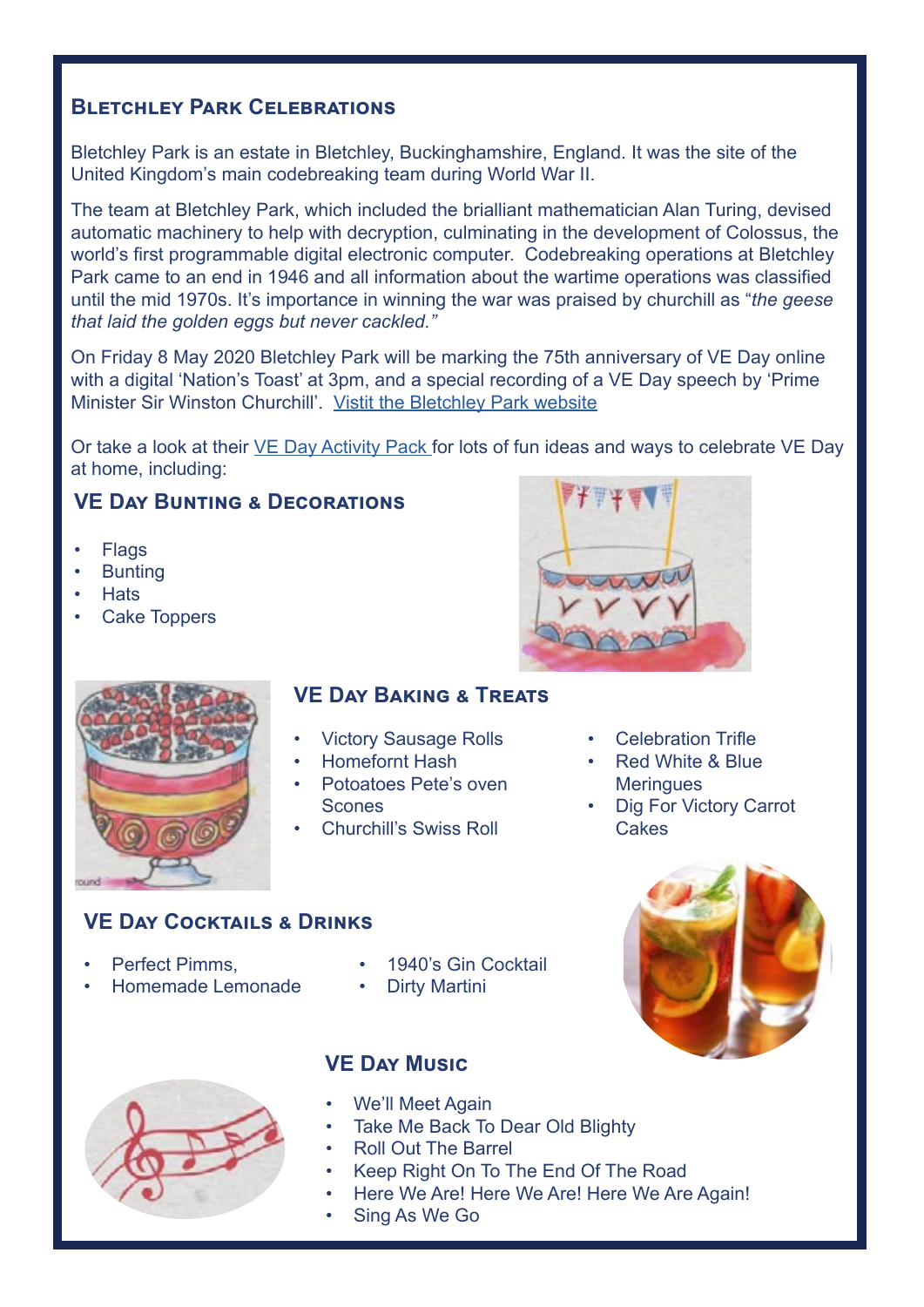## Bletchley Park Celebrations

Bletchley Park is an estate in Bletchley, Buckinghamshire, England. It was the site of the United Kingdom's main codebreaking team during World War II.

The team at Bletchley Park, which included the brialliant mathematician Alan Turing, devised automatic machinery to help with decryption, culminating in the development of Colossus, the world's first programmable digital electronic computer. Codebreaking operations at Bletchley Park came to an end in 1946 and all information about the wartime operations was classified until the mid 1970s. It's importance in winning the war was praised by churchill as "*the geese that laid the golden eggs but never cackled."*

On Friday 8 May 2020 Bletchley Park will be marking the 75th anniversary of VE Day online with a digital 'Nation's Toast' at 3pm, and a special recording of a VE Day speech by 'Prime Minister Sir Winston Churchill'. Vistit the Bletchley Park website

Or take a look at their VE Day Activity Pack for lots of fun ideas and ways to celebrate VE Day at home, including:

### VE Day Bunting & Decorations

- Flags
- Bunting
- Hats
- Cake Toppers

### VE Day Baking & Treats

- Victory Sausage Rolls
- Homefornt Hash
- Potoatoes Pete's oven Scones
- Churchill's Swiss Roll
- Celebration Trifle
- Red White & Blue Meringues
- Dig For Victory Carrot Cakes

### VE Day Cocktails & Drinks

- Perfect Pimms,
- Homemade Lemonade
- 1940's Gin Cocktail
- Dirty Martini

### VE Day Music

- We'll Meet Again
- Take Me Back To Dear Old Blighty
- Roll Out The Barrel
- Keep Right On To The End Of The Road
- Here We Are! Here We Are! Here We Are Again!
- Sing As We Go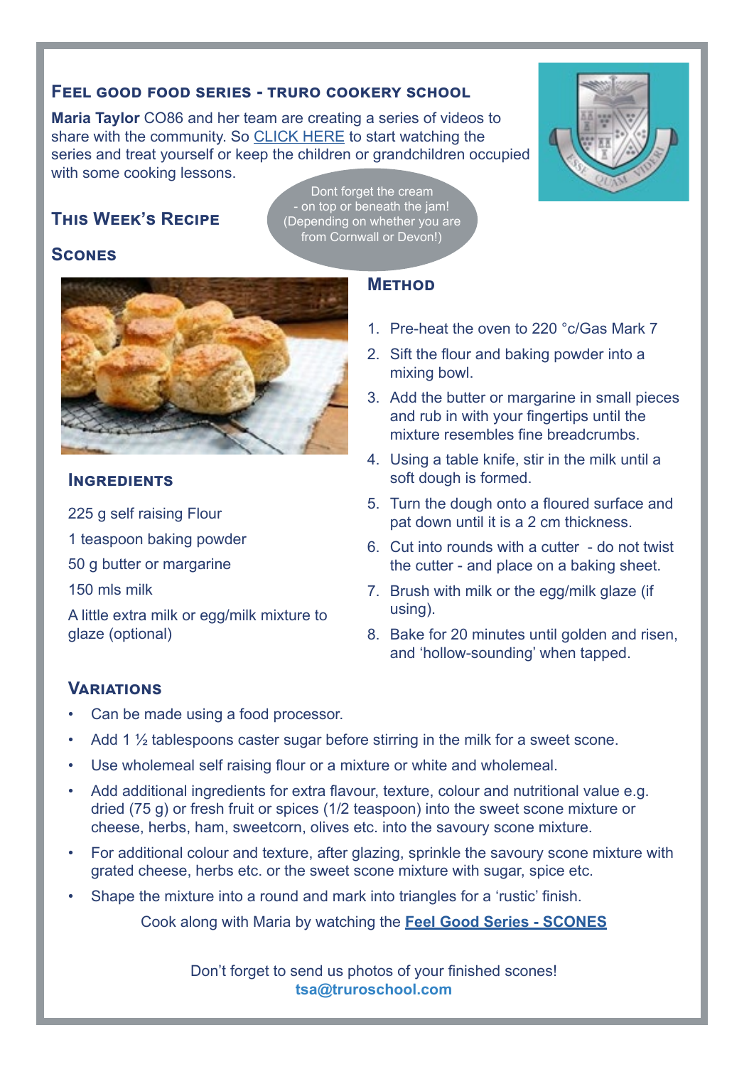## Feel good food series - Truro Cookery School

**Maria Taylor** CO86 and her team are creating a series of videos to share with the community. So CLICK HERE to start watching the series and treat yourself or keep the children or grandchildren occupied with some cooking lessons.

Dont forget the cream - on top or beneath the jam! (Depending on whether you are from Cornwall or Devon!)

## This Week's Recipe

## Scones

### Ingredients

225 g self raising Flour

1 teaspoon baking powder

50 g butter or margarine

150 mls milk

A little extra milk or egg/milk mixture to glaze (optional)

### Method

1. Pre-heat the oven to 220 °c/Gas Mark 7
2. Sift the flour and baking powder into a mixing bowl.
3. Add the butter or margarine in small pieces and rub in with your fingertips until the mixture resembles fine breadcrumbs.
4. Using a table knife, stir in the milk until a soft dough is formed.
5. Turn the dough onto a floured surface and pat down until it is a 2 cm thickness.
6. Cut into rounds with a cutter - do not twist the cutter - and place on a baking sheet.
7. Brush with milk or the egg/milk glaze (if using).
8. Bake for 20 minutes until golden and risen, and 'hollow-sounding' when tapped.

### Variations

- Can be made using a food processor.
- Add 1 ½ tablespoons caster sugar before stirring in the milk for a sweet scone.
- Use wholemeal self raising flour or a mixture or white and wholemeal.
- Add additional ingredients for extra flavour, texture, colour and nutritional value e.g. dried (75 g) or fresh fruit or spices (1/2 teaspoon) into the sweet scone mixture or cheese, herbs, ham, sweetcorn, olives etc. into the savoury scone mixture.
- For additional colour and texture, after glazing, sprinkle the savoury scone mixture with grated cheese, herbs etc. or the sweet scone mixture with sugar, spice etc.
- Shape the mixture into a round and mark into triangles for a 'rustic' finish.

Cook along with Maria by watching the **Feel Good Series - SCONES**

Don't forget to send us photos of your finished scones!
**tsa@truroschool.com**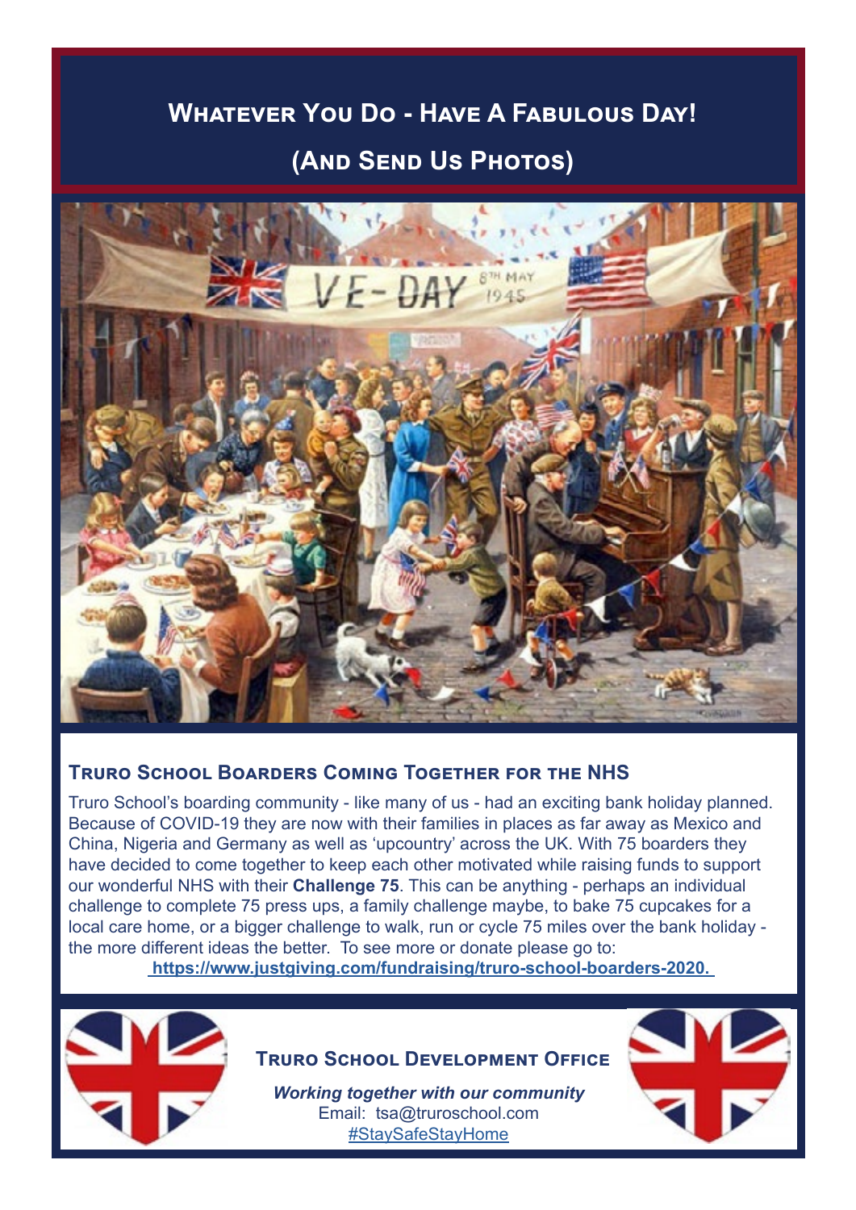# Whatever You Do - Have A Fabulous Day!

# (And Send Us Photos)

## Truro School Boarders Coming Together for the NHS

Truro School's boarding community - like many of us - had an exciting bank holiday planned. Because of COVID-19 they are now with their families in places as far away as Mexico and China, Nigeria and Germany as well as 'upcountry' across the UK. With 75 boarders they have decided to come together to keep each other motivated while raising funds to support our wonderful NHS with their **Challenge 75**. This can be anything - perhaps an individual challenge to complete 75 press ups, a family challenge maybe, to bake 75 cupcakes for a local care home, or a bigger challenge to walk, run or cycle 75 miles over the bank holiday - the more different ideas the better. To see more or donate please go to:

**https://www.justgiving.com/fundraising/truro-school-boarders-2020.**

### Truro School Development Office

***Working together with our community***

Email: tsa@truroschool.com

#StaySafeStayHome